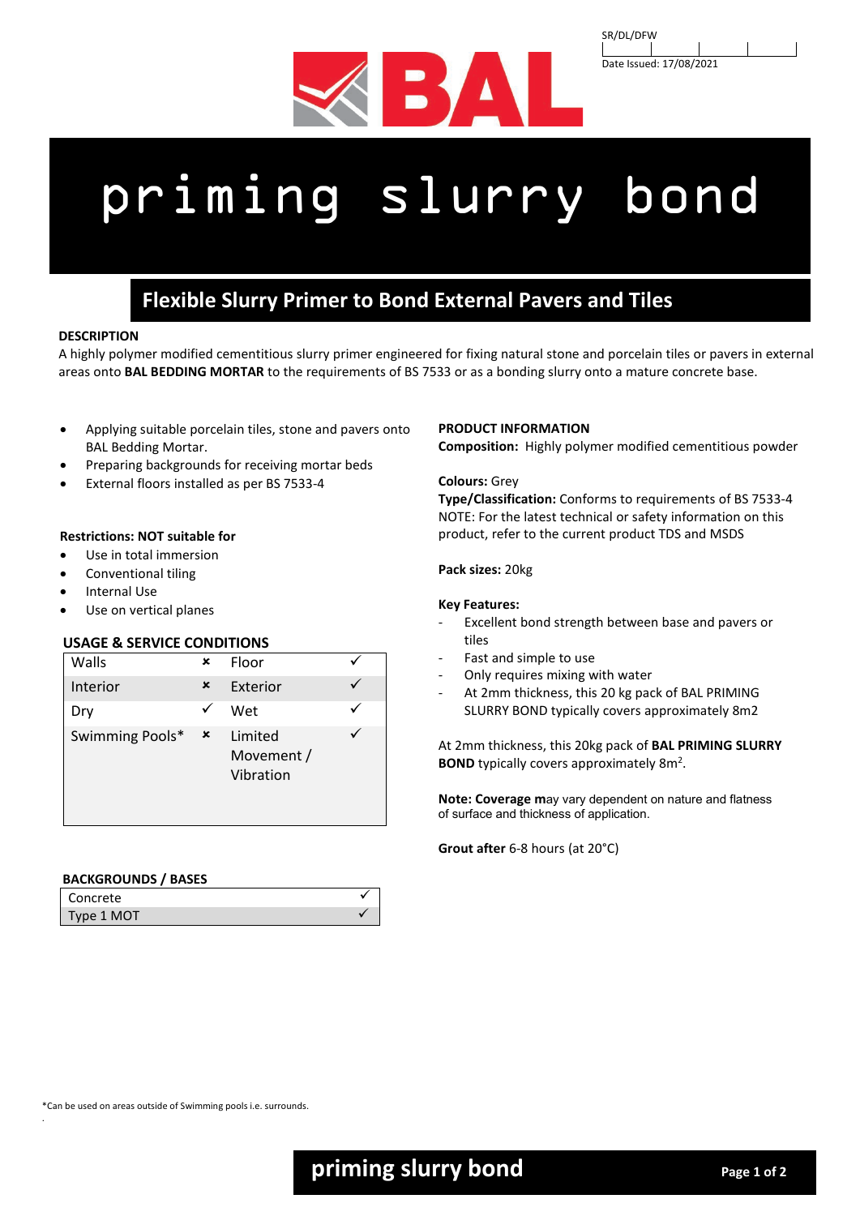SR/DL/DFW

Date Issued: 17/08/2021

# priming slurry bond

## Flexible Slurry Primer to Bond External Pavers and Tiles

**DESCRIPTION**

A highly polymer modified cementitious slurry primer engineered for fixing natural stone and porcelain tiles or pavers in external areas onto **BAL BEDDING MORTAR** to the requirements of BS 7533 or as a bonding slurry onto a mature concrete base.

- Applying suitable porcelain tiles, stone and pavers onto BAL Bedding Mortar.
- Preparing backgrounds for receiving mortar beds
- External floors installed as per BS 7533-4

**Restrictions: NOT suitable for**

- Use in total immersion
- Conventional tiling
- Internal Use
- Use on vertical planes

**USAGE & SERVICE CONDITIONS**

| | | | |
|---|---|---|---|
| Walls | × | Floor | ✓ |
| Interior | × | Exterior | ✓ |
| Dry | ✓ | Wet | ✓ |
| Swimming Pools* | × | Limited Movement / Vibration | ✓ |

**BACKGROUNDS / BASES**

| | |
|---|---|
| Concrete | ✓ |
| Type 1 MOT | ✓ |

**PRODUCT INFORMATION**

**Composition:** Highly polymer modified cementitious powder

**Colours:** Grey

**Type/Classification:** Conforms to requirements of BS 7533-4

NOTE: For the latest technical or safety information on this product, refer to the current product TDS and MSDS

**Pack sizes:** 20kg

**Key Features:**

- Excellent bond strength between base and pavers or tiles
- Fast and simple to use
- Only requires mixing with water
- At 2mm thickness, this 20 kg pack of BAL PRIMING SLURRY BOND typically covers approximately 8m2

At 2mm thickness, this 20kg pack of **BAL PRIMING SLURRY BOND** typically covers approximately 8m$^2$.

**Note: Coverage m**ay vary dependent on nature and flatness of surface and thickness of application.

**Grout after** 6-8 hours (at 20°C)

*Can be used on areas outside of Swimming pools i.e. surrounds.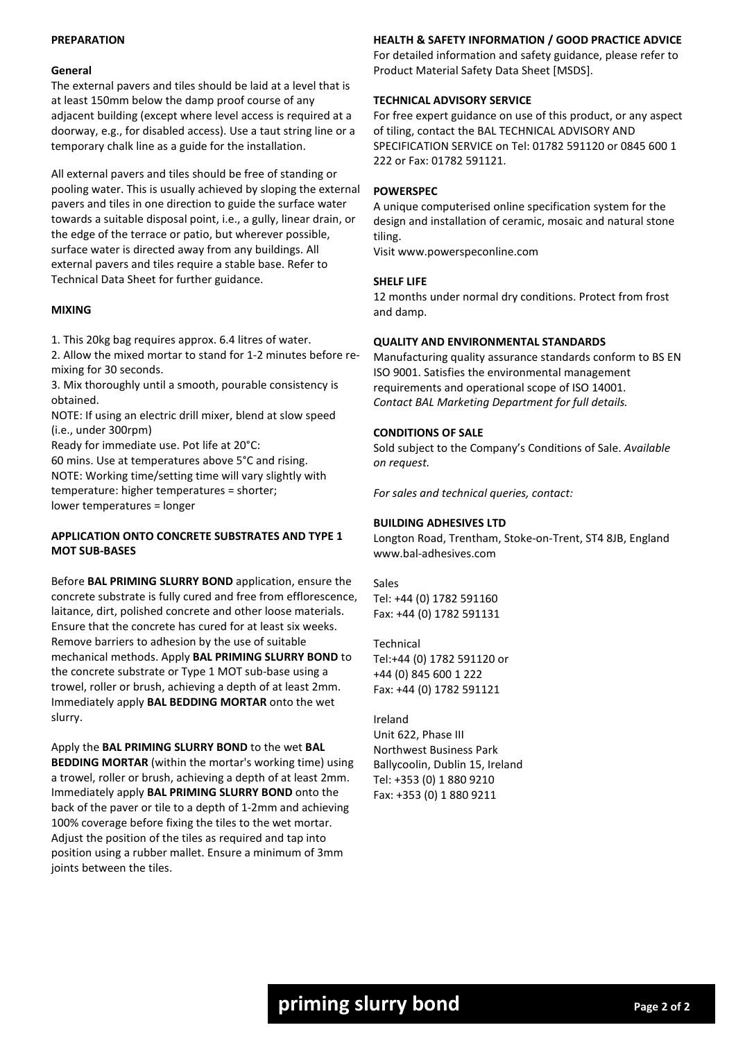**PREPARATION**

**General**

The external pavers and tiles should be laid at a level that is at least 150mm below the damp proof course of any adjacent building (except where level access is required at a doorway, e.g., for disabled access). Use a taut string line or a temporary chalk line as a guide for the installation.

All external pavers and tiles should be free of standing or pooling water. This is usually achieved by sloping the external pavers and tiles in one direction to guide the surface water towards a suitable disposal point, i.e., a gully, linear drain, or the edge of the terrace or patio, but wherever possible, surface water is directed away from any buildings. All external pavers and tiles require a stable base. Refer to Technical Data Sheet for further guidance.

**MIXING**

1. This 20kg bag requires approx. 6.4 litres of water.
2. Allow the mixed mortar to stand for 1-2 minutes before re-mixing for 30 seconds.
3. Mix thoroughly until a smooth, pourable consistency is obtained.

NOTE: If using an electric drill mixer, blend at slow speed (i.e., under 300rpm)

Ready for immediate use. Pot life at 20°C:
60 mins. Use at temperatures above 5°C and rising.
NOTE: Working time/setting time will vary slightly with temperature: higher temperatures = shorter; lower temperatures = longer

**APPLICATION ONTO CONCRETE SUBSTRATES AND TYPE 1 MOT SUB-BASES**

Before **BAL PRIMING SLURRY BOND** application, ensure the concrete substrate is fully cured and free from efflorescence, laitance, dirt, polished concrete and other loose materials. Ensure that the concrete has cured for at least six weeks. Remove barriers to adhesion by the use of suitable mechanical methods. Apply **BAL PRIMING SLURRY BOND** to the concrete substrate or Type 1 MOT sub-base using a trowel, roller or brush, achieving a depth of at least 2mm. Immediately apply **BAL BEDDING MORTAR** onto the wet slurry.

Apply the **BAL PRIMING SLURRY BOND** to the wet **BAL BEDDING MORTAR** (within the mortar's working time) using a trowel, roller or brush, achieving a depth of at least 2mm. Immediately apply **BAL PRIMING SLURRY BOND** onto the back of the paver or tile to a depth of 1-2mm and achieving 100% coverage before fixing the tiles to the wet mortar. Adjust the position of the tiles as required and tap into position using a rubber mallet. Ensure a minimum of 3mm joints between the tiles.

**HEALTH & SAFETY INFORMATION / GOOD PRACTICE ADVICE**

For detailed information and safety guidance, please refer to Product Material Safety Data Sheet [MSDS].

**TECHNICAL ADVISORY SERVICE**

For free expert guidance on use of this product, or any aspect of tiling, contact the BAL TECHNICAL ADVISORY AND SPECIFICATION SERVICE on Tel: 01782 591120 or 0845 600 1 222 or Fax: 01782 591121.

**POWERSPEC**

A unique computerised online specification system for the design and installation of ceramic, mosaic and natural stone tiling.
Visit www.powerspeconline.com

**SHELF LIFE**

12 months under normal dry conditions. Protect from frost and damp.

**QUALITY AND ENVIRONMENTAL STANDARDS**

Manufacturing quality assurance standards conform to BS EN ISO 9001. Satisfies the environmental management requirements and operational scope of ISO 14001.
*Contact BAL Marketing Department for full details.*

**CONDITIONS OF SALE**

Sold subject to the Company's Conditions of Sale. *Available on request.*

*For sales and technical queries, contact:*

**BUILDING ADHESIVES LTD**

Longton Road, Trentham, Stoke-on-Trent, ST4 8JB, England
www.bal-adhesives.com

Sales
Tel: +44 (0) 1782 591160
Fax: +44 (0) 1782 591131

Technical
Tel:+44 (0) 1782 591120 or
+44 (0) 845 600 1 222
Fax: +44 (0) 1782 591121

Ireland
Unit 622, Phase III
Northwest Business Park
Ballycoolin, Dublin 15, Ireland
Tel: +353 (0) 1 880 9210
Fax: +353 (0) 1 880 9211